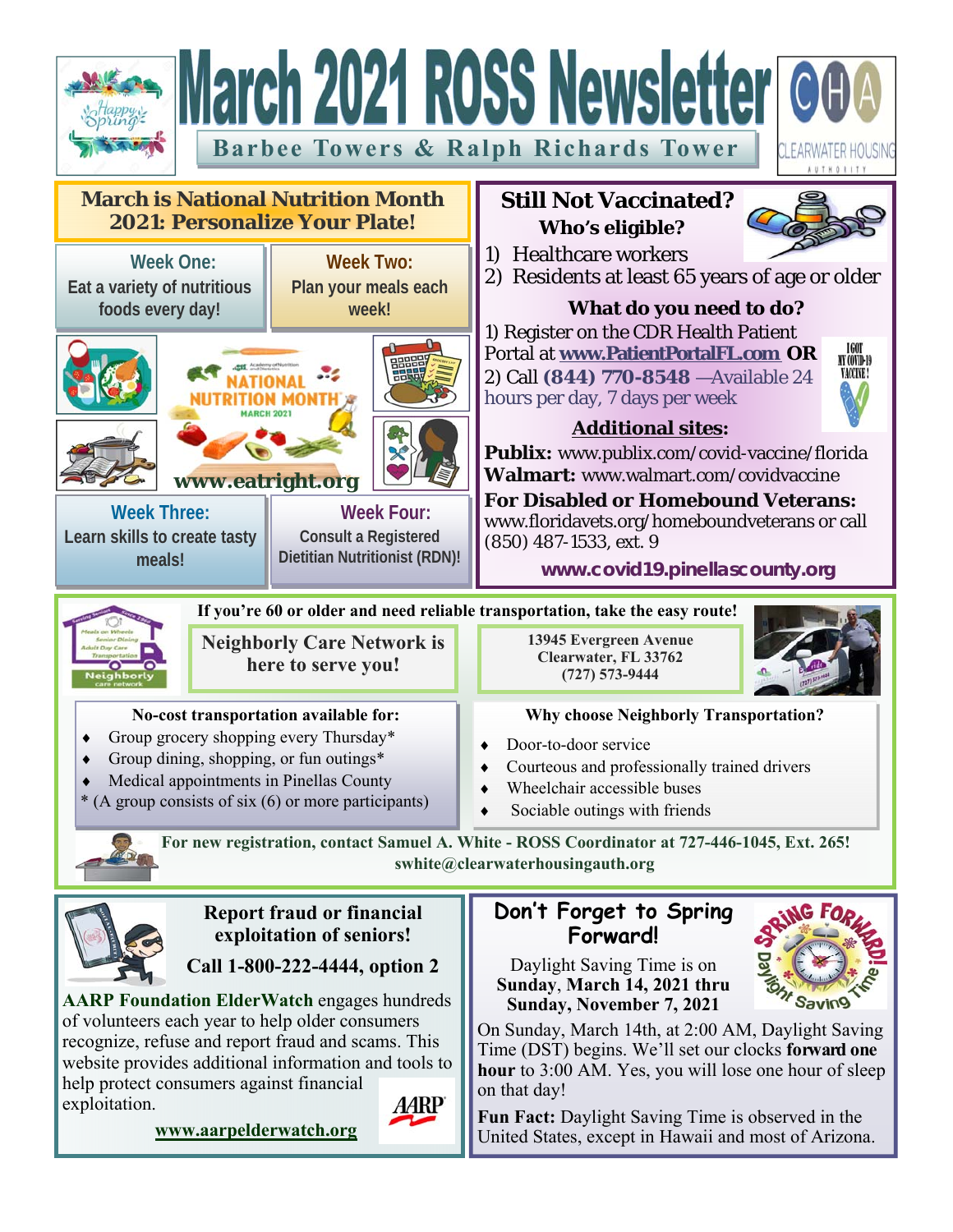# March 2021 ROSS Newsletter

**Barbee Towers & Ralph Richards Tower**

## March is National Nutrition Month 2021: Personalize Your Plate!

**Week One:** Eat a variety of nutritious foods every day!

**Week Two:** Plan your meals each week!

**Week Three:** Learn skills to create tasty meals!

**Week Four:** Consult a Registered Dietitian Nutritionist (RDN)!

www.eatright.org

## Still Not Vaccinated?

### Who's eligible?

1) Healthcare workers
2) Residents at least 65 years of age or older

### What do you need to do?

1) Register on the CDR Health Patient Portal at **www.PatientPortalFL.com** **OR**
2) Call **(844) 770-8548** —Available 24 hours per day, 7 days per week

### Additional sites:

**Publix:** www.publix.com/covid-vaccine/florida
**Walmart:** www.walmart.com/covidvaccine

**For Disabled or Homebound Veterans:** www.floridavets.org/homeboundveterans or call (850) 487-1533, ext. 9

**www.covid19.pinellascounty.org**

---

**If you're 60 or older and need reliable transportation, take the easy route!**

## Neighborly Care Network is here to serve you!

13945 Evergreen Avenue
Clearwater, FL 33762
(727) 573-9444

**No-cost transportation available for:**

- Group grocery shopping every Thursday*
- Group dining, shopping, or fun outings*
- Medical appointments in Pinellas County

\* (A group consists of six (6) or more participants)

**Why choose Neighborly Transportation?**

- Door-to-door service
- Courteous and professionally trained drivers
- Wheelchair accessible buses
- Sociable outings with friends

**For new registration, contact Samuel A. White - ROSS Coordinator at 727-446-1045, Ext. 265!**
**swhite@clearwaterhousingauth.org**

---

## Report fraud or financial exploitation of seniors!

**Call 1-800-222-4444, option 2**

**AARP Foundation ElderWatch** engages hundreds of volunteers each year to help older consumers recognize, refuse and report fraud and scams. This website provides additional information and tools to help protect consumers against financial exploitation.

**www.aarpelderwatch.org**

## Don't Forget to Spring Forward!

Daylight Saving Time is on **Sunday, March 14, 2021 thru Sunday, November 7, 2021**

On Sunday, March 14th, at 2:00 AM, Daylight Saving Time (DST) begins. We'll set our clocks **forward one hour** to 3:00 AM. Yes, you will lose one hour of sleep on that day!

**Fun Fact:** Daylight Saving Time is observed in the United States, except in Hawaii and most of Arizona.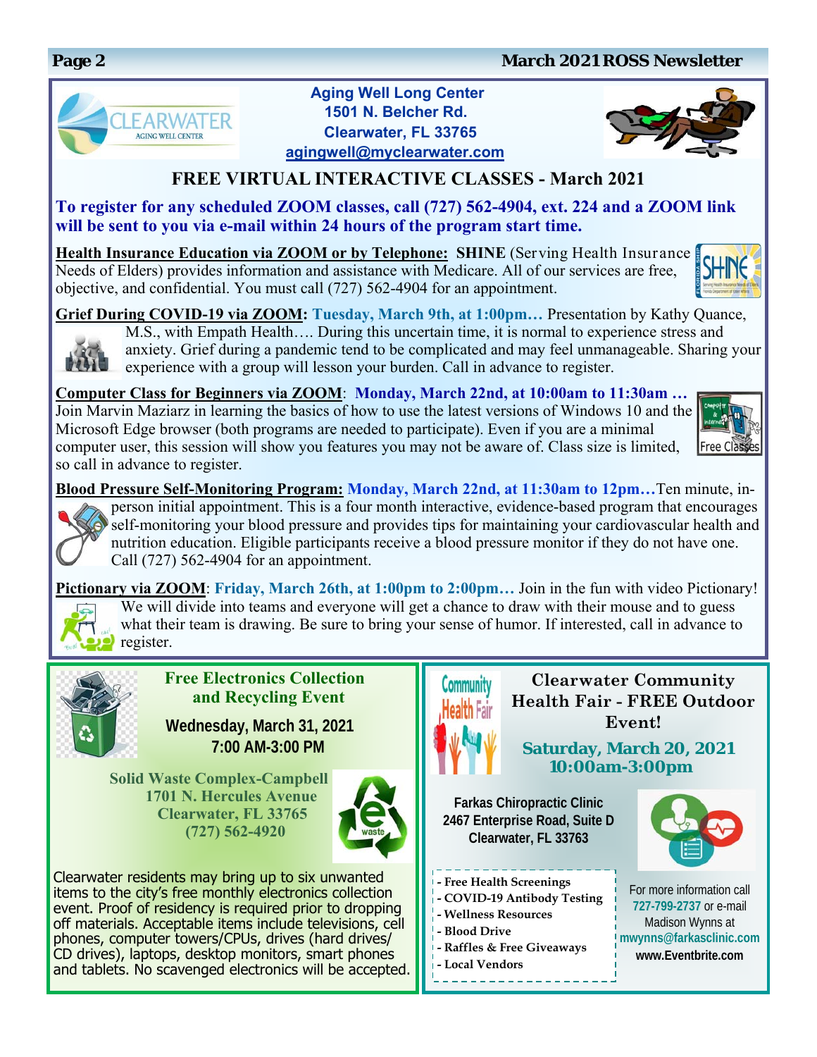Aging Well Long Center
1501 N. Belcher Rd.
Clearwater, FL 33765
agingwell@myclearwater.com

## FREE VIRTUAL INTERACTIVE CLASSES - March 2021

**To register for any scheduled ZOOM classes, call (727) 562-4904, ext. 224 and a ZOOM link will be sent to you via e-mail within 24 hours of the program start time.**

**Health Insurance Education via ZOOM or by Telephone:** **SHINE** (Serving Health Insurance Needs of Elders) provides information and assistance with Medicare. All of our services are free, objective, and confidential. You must call (727) 562-4904 for an appointment.

**Grief During COVID-19 via ZOOM:** **Tuesday, March 9th, at 1:00pm…** Presentation by Kathy Quance, M.S., with Empath Health…. During this uncertain time, it is normal to experience stress and anxiety. Grief during a pandemic tend to be complicated and may feel unmanageable. Sharing your experience with a group will lesson your burden. Call in advance to register.

**Computer Class for Beginners via ZOOM**: **Monday, March 22nd, at 10:00am to 11:30am …** Join Marvin Maziarz in learning the basics of how to use the latest versions of Windows 10 and the Microsoft Edge browser (both programs are needed to participate). Even if you are a minimal computer user, this session will show you features you may not be aware of. Class size is limited, so call in advance to register.

**Blood Pressure Self-Monitoring Program:** **Monday, March 22nd, at 11:30am to 12pm…** Ten minute, in-person initial appointment. This is a four month interactive, evidence-based program that encourages self-monitoring your blood pressure and provides tips for maintaining your cardiovascular health and nutrition education. Eligible participants receive a blood pressure monitor if they do not have one. Call (727) 562-4904 for an appointment.

**Pictionary via ZOOM**: **Friday, March 26th, at 1:00pm to 2:00pm…** Join in the fun with video Pictionary! We will divide into teams and everyone will get a chance to draw with their mouse and to guess what their team is drawing. Be sure to bring your sense of humor. If interested, call in advance to register.

## Free Electronics Collection and Recycling Event

**Wednesday, March 31, 2021**
**7:00 AM-3:00 PM**

**Solid Waste Complex-Campbell**
**1701 N. Hercules Avenue**
**Clearwater, FL 33765**
**(727) 562-4920**

Clearwater residents may bring up to six unwanted items to the city's free monthly electronics collection event. Proof of residency is required prior to dropping off materials. Acceptable items include televisions, cell phones, computer towers/CPUs, drives (hard drives/ CD drives), laptops, desktop monitors, smart phones and tablets. No scavenged electronics will be accepted.

## Clearwater Community Health Fair - FREE Outdoor Event!

**Saturday, March 20, 2021**
**10:00am-3:00pm**

**Farkas Chiropractic Clinic**
**2467 Enterprise Road, Suite D**
**Clearwater, FL 33763**

- Free Health Screenings
- COVID-19 Antibody Testing
- Wellness Resources
- Blood Drive
- Raffles & Free Giveaways
- Local Vendors

For more information call **727-799-2737** or e-mail Madison Wynns at **mwynns@farkasclinic.com**
**www.Eventbrite.com**